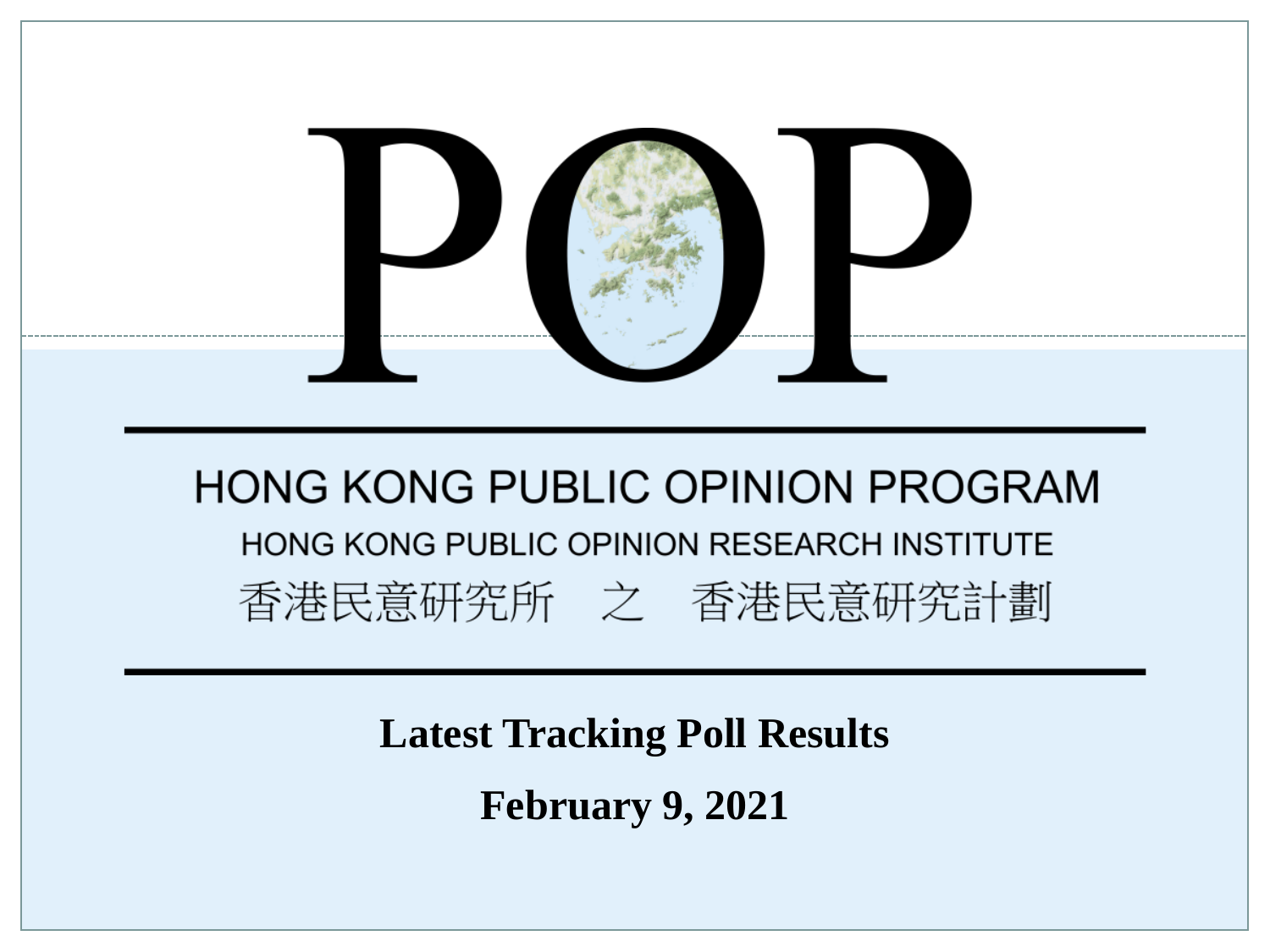# POP

## HONG KONG PUBLIC OPINION PROGRAM

HONG KONG PUBLIC OPINION RESEARCH INSTITUTE

香港民意研究所　之　香港民意研究計劃

**Latest Tracking Poll Results**

**February 9, 2021**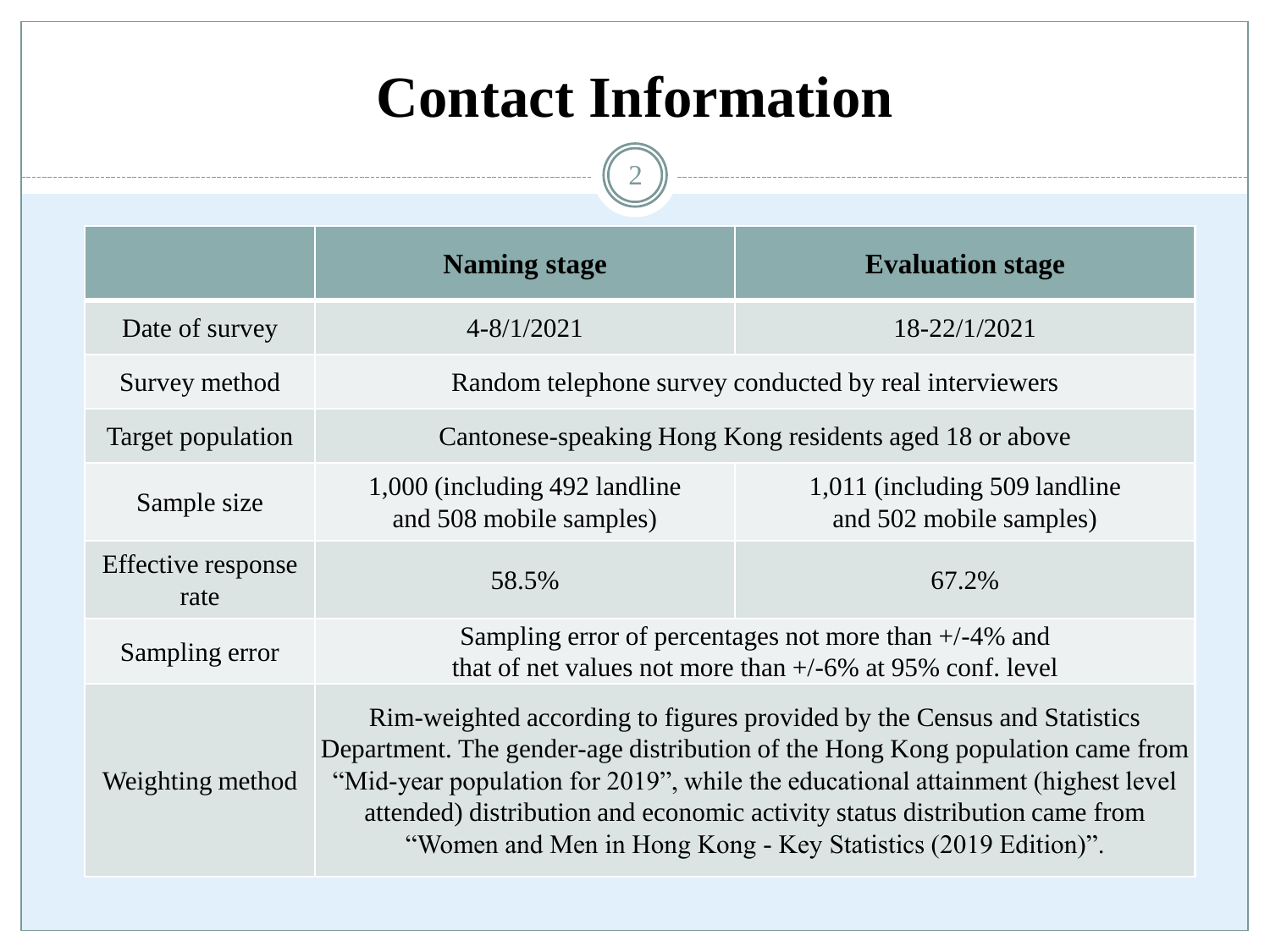# Contact Information

| | Naming stage | Evaluation stage |
|---|---|---|
| Date of survey | 4-8/1/2021 | 18-22/1/2021 |
| Survey method | Random telephone survey conducted by real interviewers | |
| Target population | Cantonese-speaking Hong Kong residents aged 18 or above | |
| Sample size | 1,000 (including 492 landline and 508 mobile samples) | 1,011 (including 509 landline and 502 mobile samples) |
| Effective response rate | 58.5% | 67.2% |
| Sampling error | Sampling error of percentages not more than +/-4% and that of net values not more than +/-6% at 95% conf. level | |
| Weighting method | Rim-weighted according to figures provided by the Census and Statistics Department. The gender-age distribution of the Hong Kong population came from "Mid-year population for 2019", while the educational attainment (highest level attended) distribution and economic activity status distribution came from "Women and Men in Hong Kong - Key Statistics (2019 Edition)". | |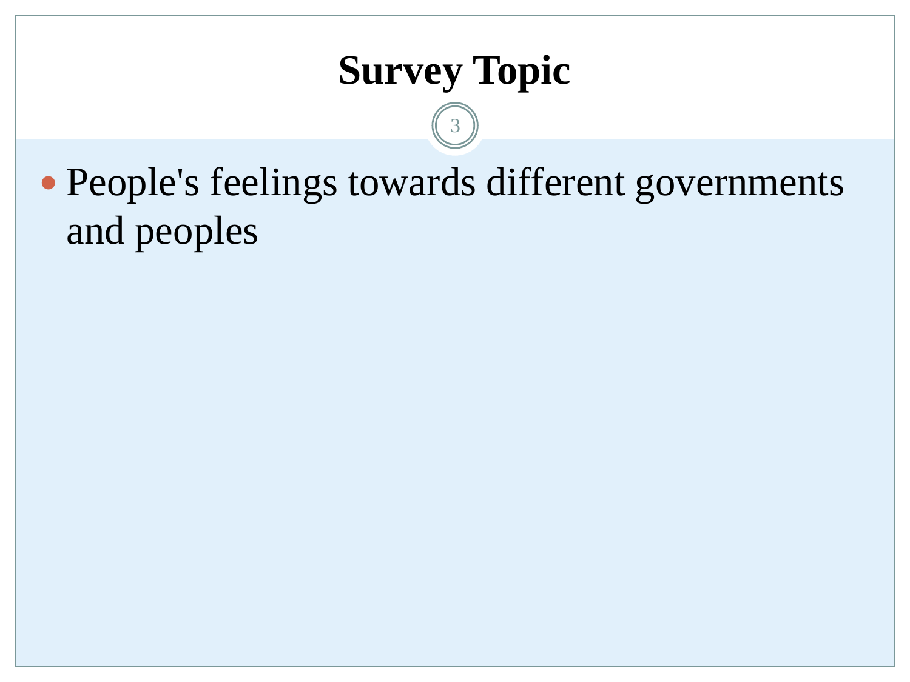# Survey Topic

- People's feelings towards different governments and peoples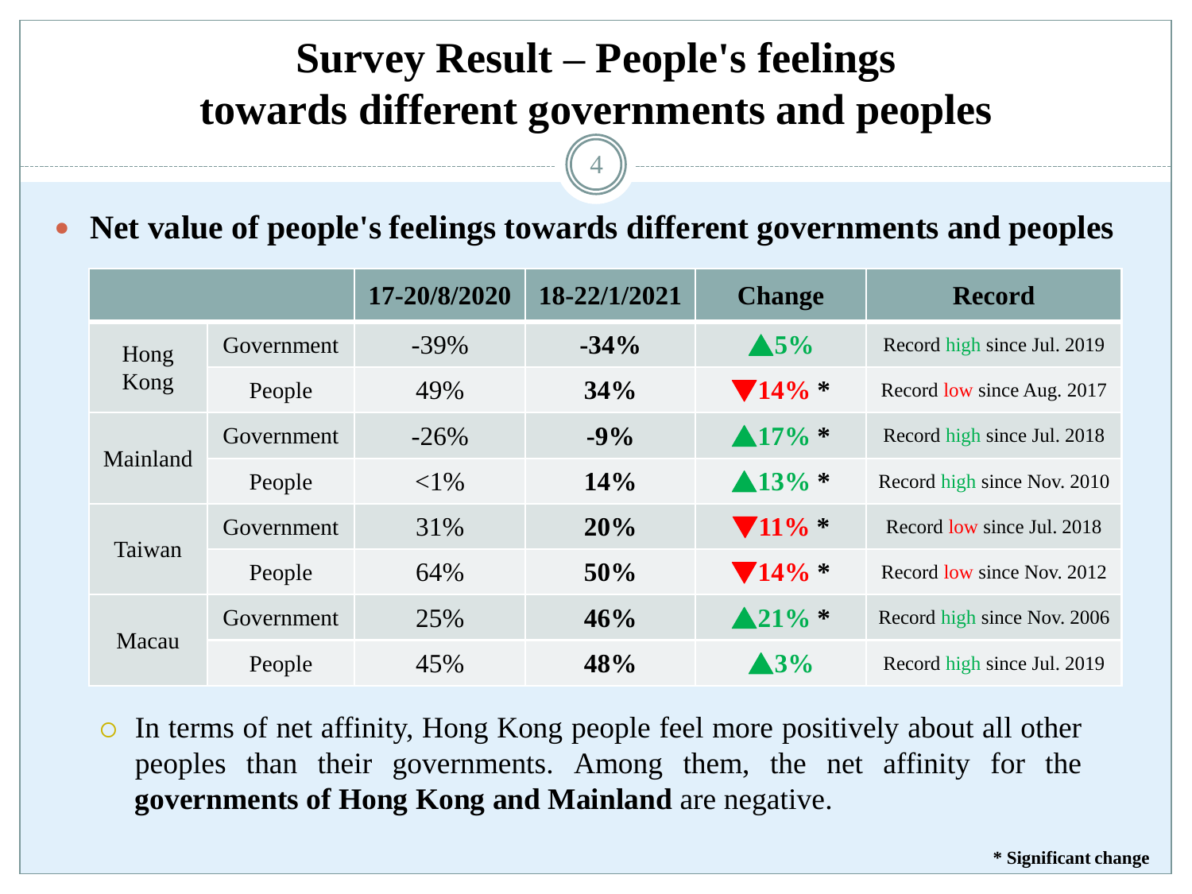# Survey Result – People's feelings towards different governments and peoples

- **Net value of people's feelings towards different governments and peoples**

| | | 17-20/8/2020 | 18-22/1/2021 | Change | Record |
|---|---|---|---|---|---|
| Hong Kong | Government | -39% | **-34%** | ▲5% | Record high since Jul. 2019 |
| | People | 49% | **34%** | ▼14% * | Record low since Aug. 2017 |
| Mainland | Government | -26% | **-9%** | ▲17% * | Record high since Jul. 2018 |
| | People | <1% | **14%** | ▲13% * | Record high since Nov. 2010 |
| Taiwan | Government | 31% | **20%** | ▼11% * | Record low since Jul. 2018 |
| | People | 64% | **50%** | ▼14% * | Record low since Nov. 2012 |
| Macau | Government | 25% | **46%** | ▲21% * | Record high since Nov. 2006 |
| | People | 45% | **48%** | ▲3% | Record high since Jul. 2019 |

- In terms of net affinity, Hong Kong people feel more positively about all other peoples than their governments. Among them, the net affinity for the **governments of Hong Kong and Mainland** are negative.

**\* Significant change**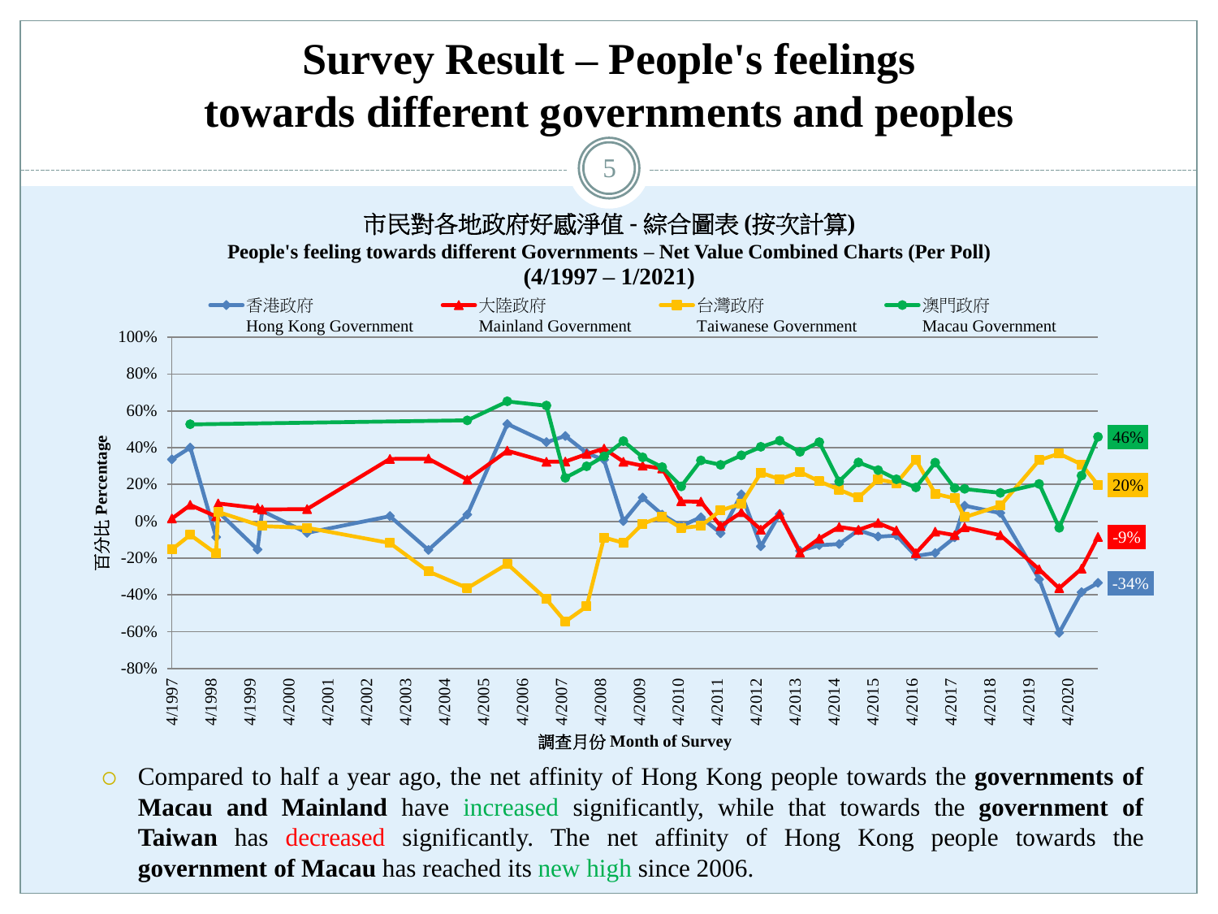# Survey Result – People's feelings towards different governments and peoples

市民對各地政府好感淨值 - 綜合圖表 (按次計算)

**People's feeling towards different Governments – Net Value Combined Charts (Per Poll)**

**(4/1997 – 1/2021)**

香港政府 Hong Kong Government | 大陸政府 Mainland Government | 台灣政府 Taiwanese Government | 澳門政府 Macau Government

百分比 Percentage

調查月份 Month of Survey

46% | 20% | -9% | -34%

- Compared to half a year ago, the net affinity of Hong Kong people towards the **governments of Macau and Mainland** have increased significantly, while that towards the **government of Taiwan** has decreased significantly. The net affinity of Hong Kong people towards the **government of Macau** has reached its new high since 2006.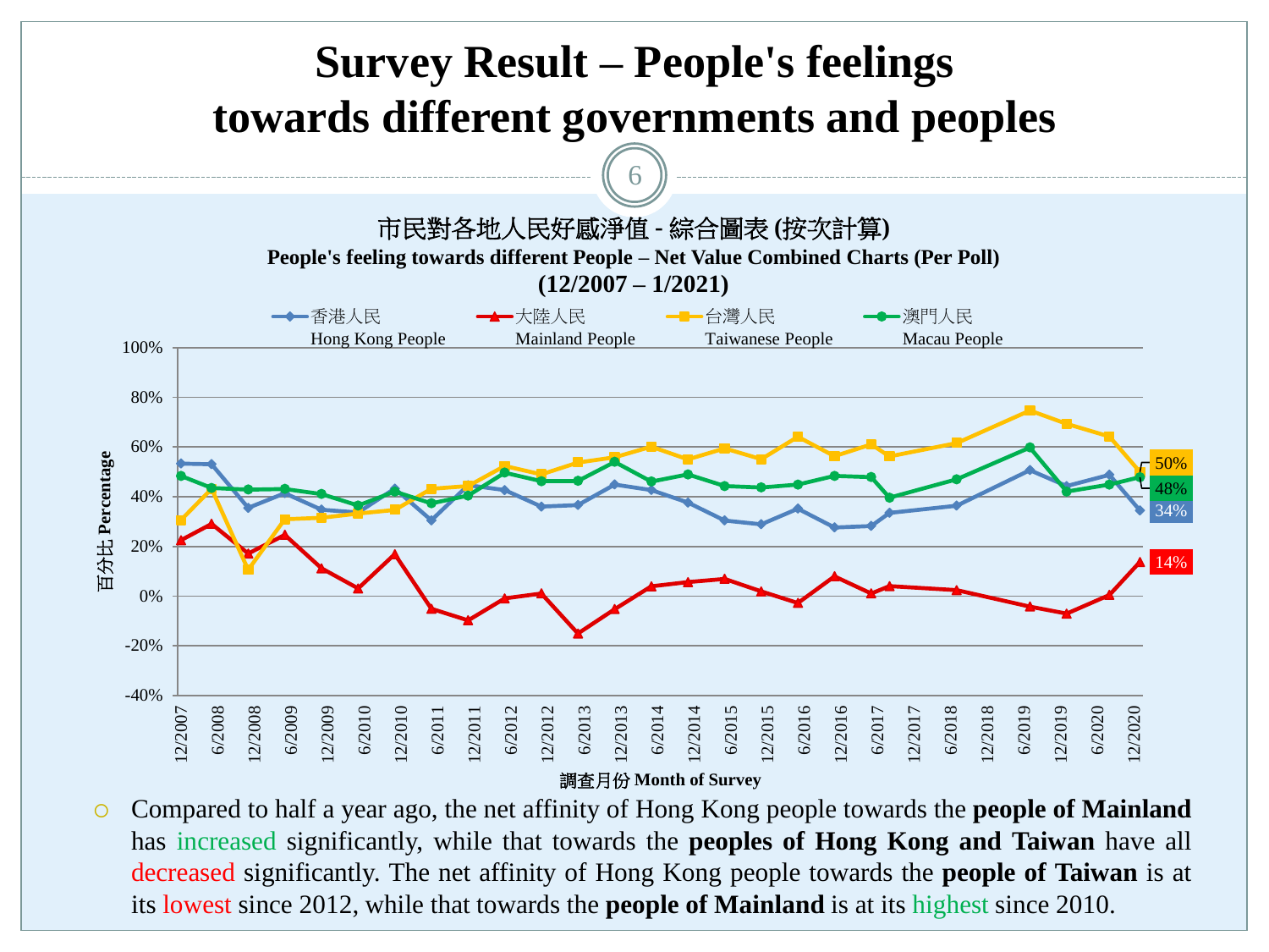# Survey Result – People's feelings towards different governments and peoples

市民對各地人民好感淨值 - 綜合圖表 (按次計算)

**People's feeling towards different People – Net Value Combined Charts (Per Poll) (12/2007 – 1/2021)**

香港人民 Hong Kong People | 大陸人民 Mainland People | 台灣人民 Taiwanese People | 澳門人民 Macau People

百分比 Percentage

調查月份 Month of Survey

50% | 48% | 34% | 14%

- Compared to half a year ago, the net affinity of Hong Kong people towards the **people of Mainland** has increased significantly, while that towards the **peoples of Hong Kong and Taiwan** have all decreased significantly. The net affinity of Hong Kong people towards the **people of Taiwan** is at its lowest since 2012, while that towards the **people of Mainland** is at its highest since 2010.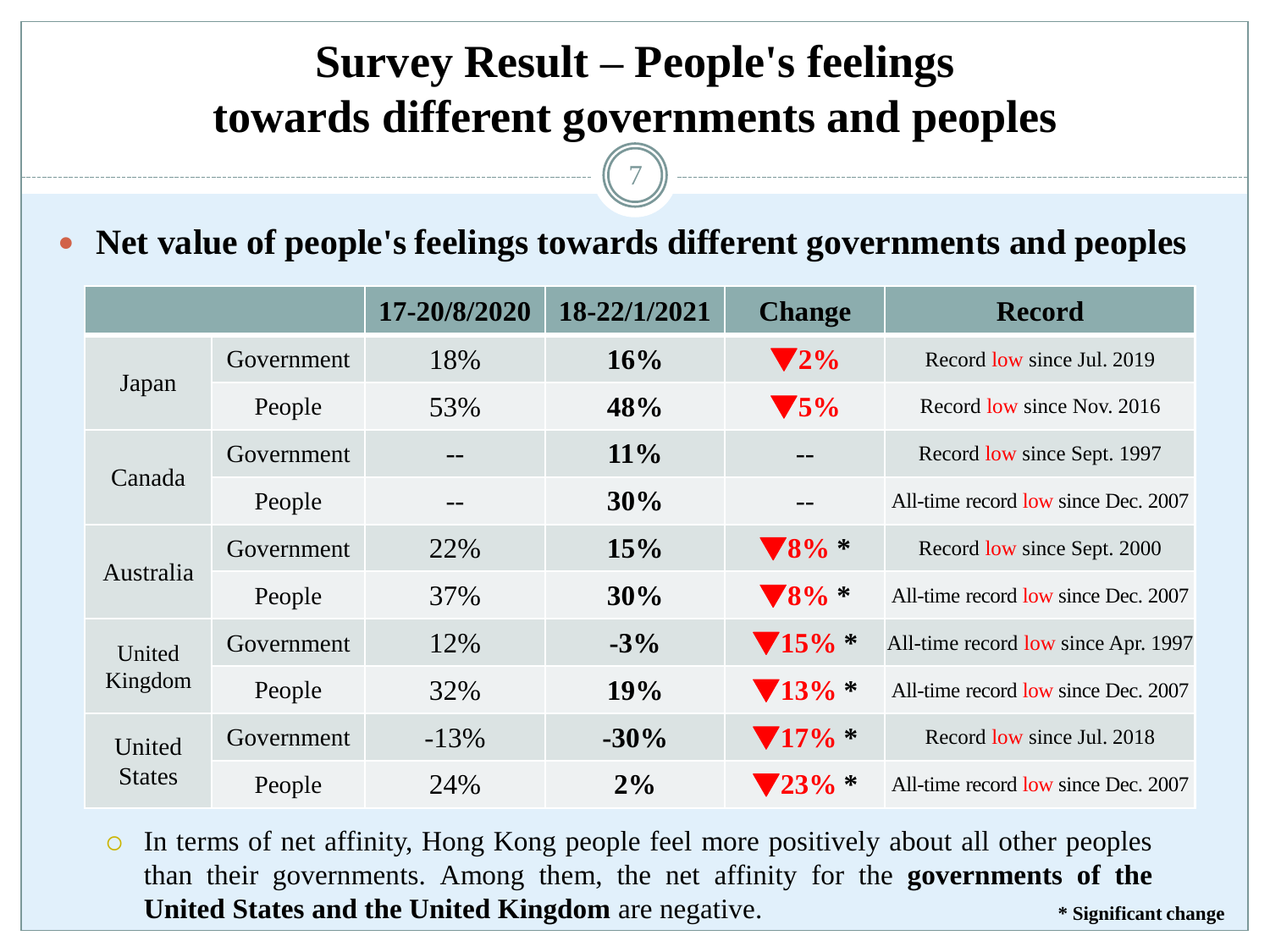# Survey Result – People's feelings towards different governments and peoples

- **Net value of people's feelings towards different governments and peoples**

| | | 17-20/8/2020 | 18-22/1/2021 | Change | Record |
|---|---|---|---|---|---|
| Japan | Government | 18% | **16%** | ▼2% | Record low since Jul. 2019 |
| | People | 53% | **48%** | ▼5% | Record low since Nov. 2016 |
| Canada | Government | -- | **11%** | -- | Record low since Sept. 1997 |
| | People | -- | **30%** | -- | All-time record low since Dec. 2007 |
| Australia | Government | 22% | **15%** | ▼8% * | Record low since Sept. 2000 |
| | People | 37% | **30%** | ▼8% * | All-time record low since Dec. 2007 |
| United Kingdom | Government | 12% | **-3%** | ▼15% * | All-time record low since Apr. 1997 |
| | People | 32% | **19%** | ▼13% * | All-time record low since Dec. 2007 |
| United States | Government | -13% | **-30%** | ▼17% * | Record low since Jul. 2018 |
| | People | 24% | **2%** | ▼23% * | All-time record low since Dec. 2007 |

- In terms of net affinity, Hong Kong people feel more positively about all other peoples than their governments. Among them, the net affinity for the **governments of the United States and the United Kingdom** are negative.

**\* Significant change**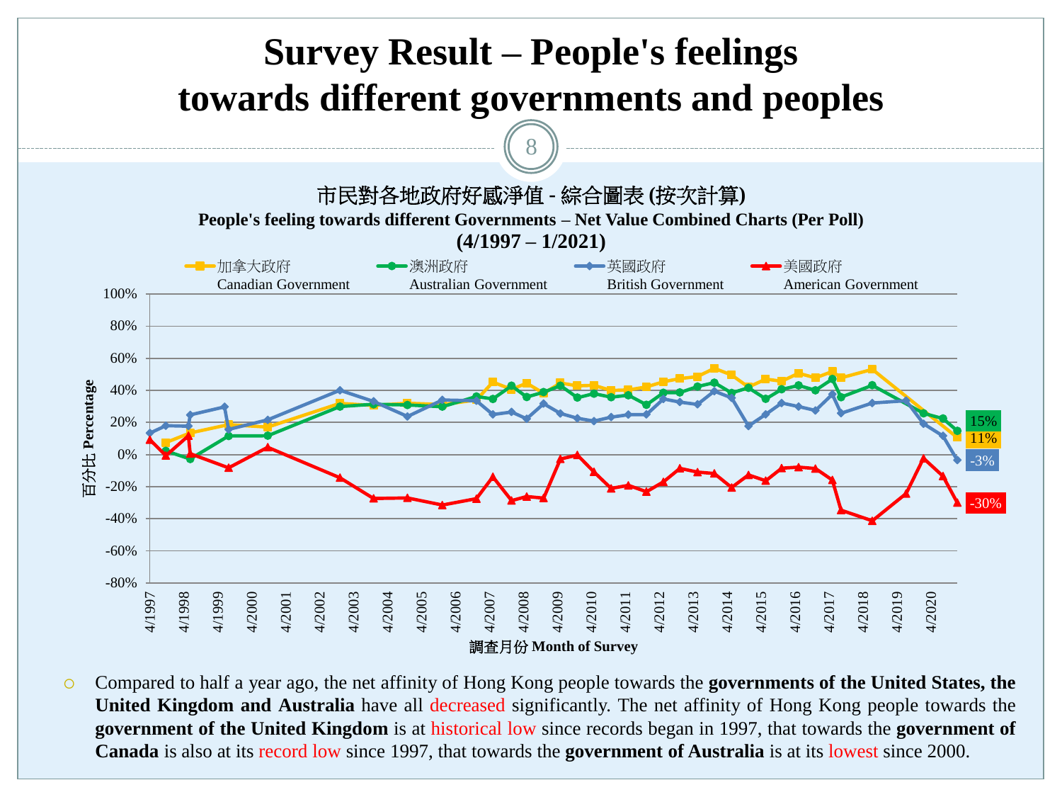# Survey Result – People's feelings towards different governments and peoples

市民對各地政府好感淨值 - 綜合圖表 (按次計算)

**People's feeling towards different Governments – Net Value Combined Charts (Per Poll)**

**(4/1997 – 1/2021)**

加拿大政府 Canadian Government | 澳洲政府 Australian Government | 英國政府 British Government | 美國政府 American Government

百分比 Percentage

調查月份 Month of Survey

15% | 11% | -3% | -30%

- Compared to half a year ago, the net affinity of Hong Kong people towards the **governments of the United States, the United Kingdom and Australia** have all decreased significantly. The net affinity of Hong Kong people towards the **government of the United Kingdom** is at historical low since records began in 1997, that towards the **government of Canada** is also at its record low since 1997, that towards the **government of Australia** is at its lowest since 2000.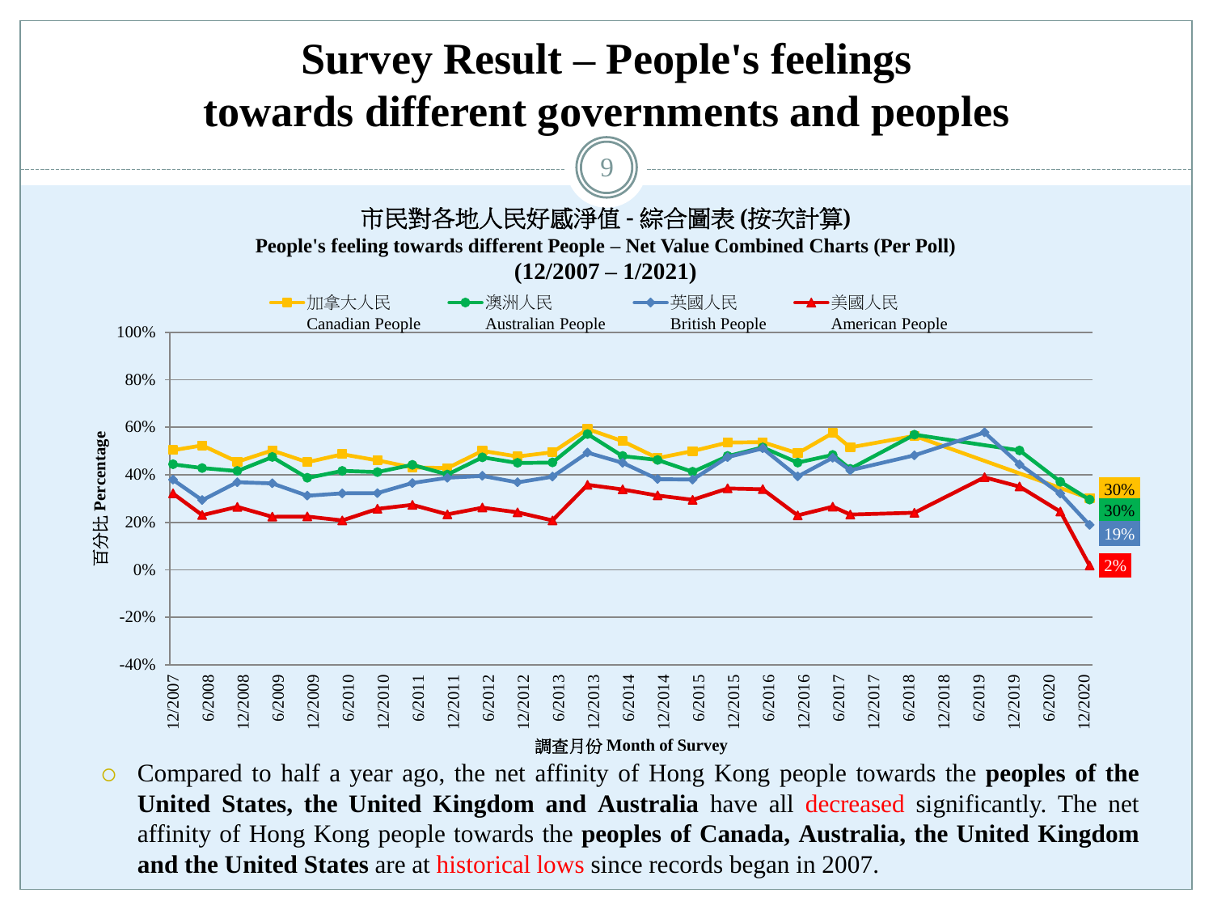# Survey Result – People's feelings towards different governments and peoples

市民對各地人民好感淨值 - 綜合圖表 (按次計算)

**People's feeling towards different People – Net Value Combined Charts (Per Poll)**

**(12/2007 – 1/2021)**

- Compared to half a year ago, the net affinity of Hong Kong people towards the **peoples of the United States, the United Kingdom and Australia** have all decreased significantly. The net affinity of Hong Kong people towards the **peoples of Canada, Australia, the United Kingdom and the United States** are at historical lows since records began in 2007.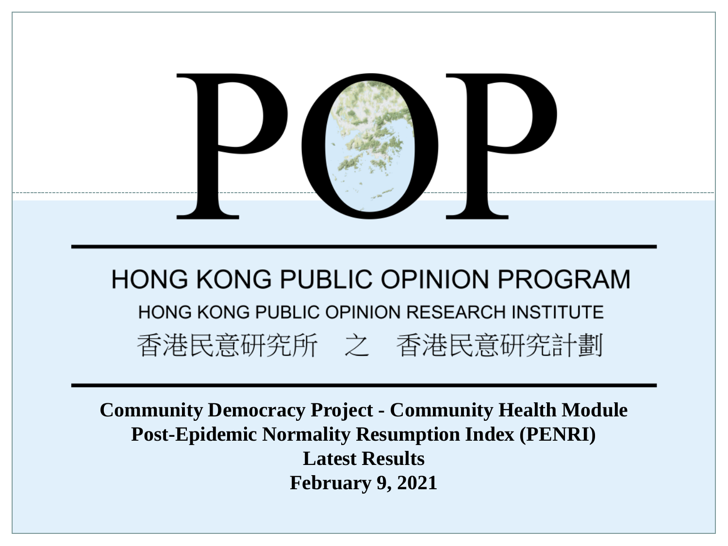# POP

## HONG KONG PUBLIC OPINION PROGRAM

HONG KONG PUBLIC OPINION RESEARCH INSTITUTE

香港民意研究所　之　香港民意研究計劃

**Community Democracy Project - Community Health Module**
**Post-Epidemic Normality Resumption Index (PENRI)**
**Latest Results**
**February 9, 2021**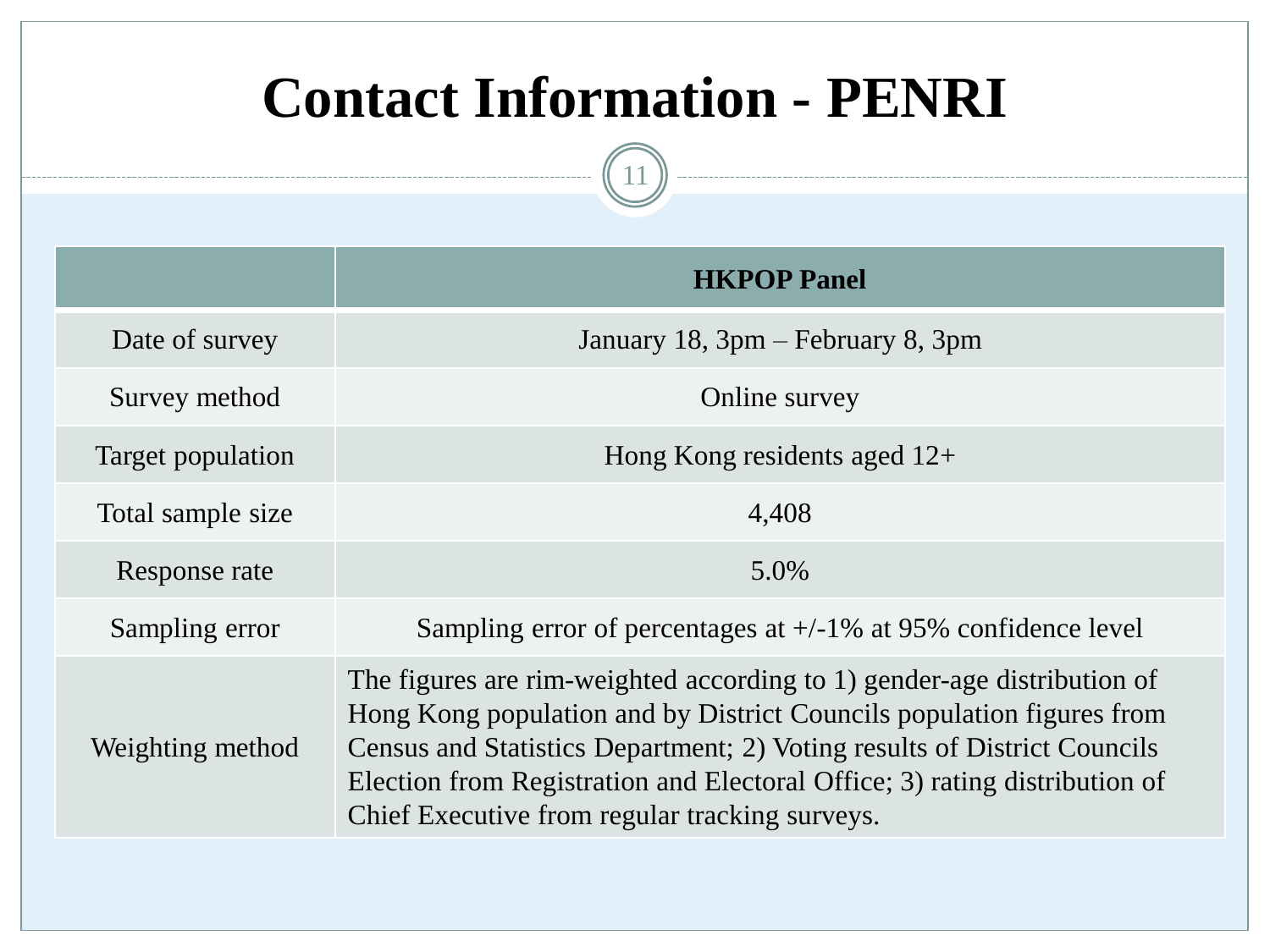# Contact Information - PENRI

| | HKPOP Panel |
|---|---|
| Date of survey | January 18, 3pm – February 8, 3pm |
| Survey method | Online survey |
| Target population | Hong Kong residents aged 12+ |
| Total sample size | 4,408 |
| Response rate | 5.0% |
| Sampling error | Sampling error of percentages at +/-1% at 95% confidence level |
| Weighting method | The figures are rim-weighted according to 1) gender-age distribution of Hong Kong population and by District Councils population figures from Census and Statistics Department; 2) Voting results of District Councils Election from Registration and Electoral Office; 3) rating distribution of Chief Executive from regular tracking surveys. |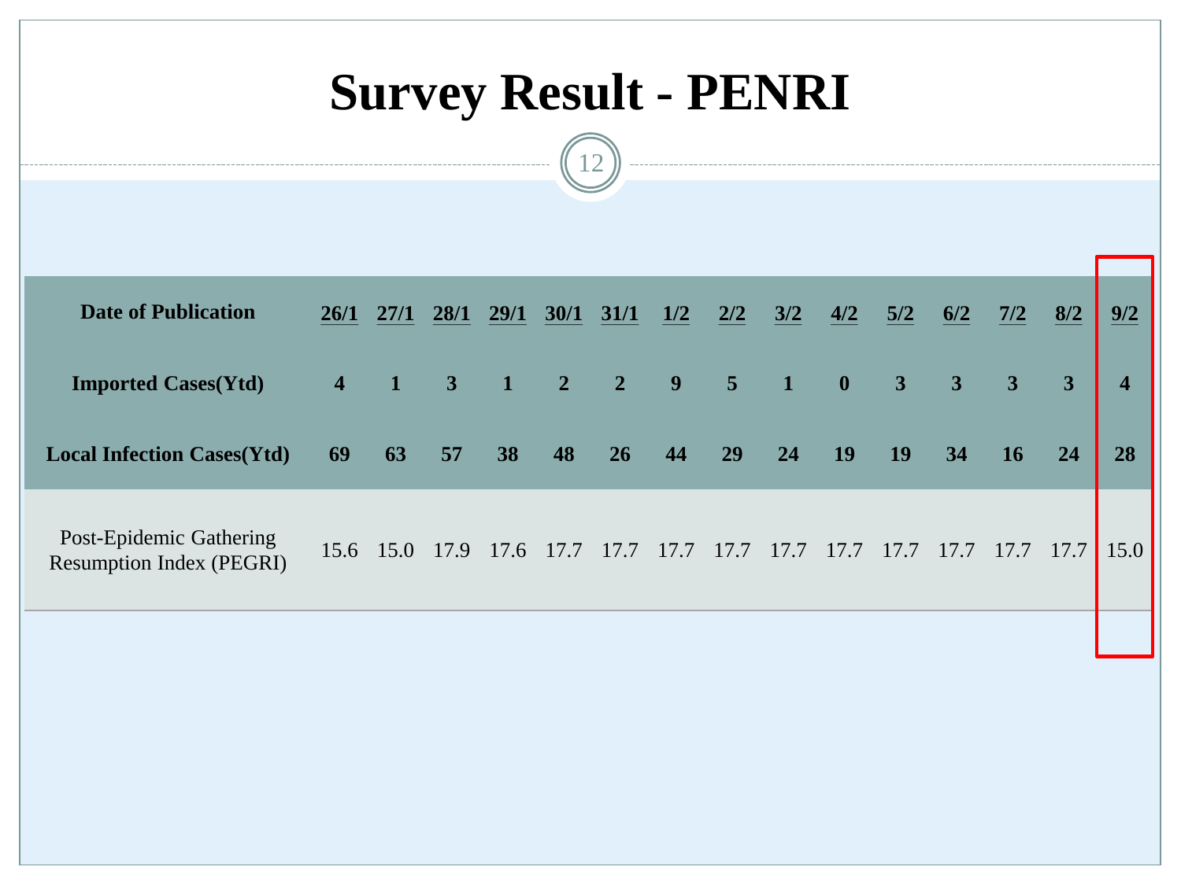# Survey Result - PENRI

| Date of Publication | 26/1 | 27/1 | 28/1 | 29/1 | 30/1 | 31/1 | 1/2 | 2/2 | 3/2 | 4/2 | 5/2 | 6/2 | 7/2 | 8/2 | 9/2 |
|---|---|---|---|---|---|---|---|---|---|---|---|---|---|---|---|
| **Imported Cases(Ytd)** | **4** | **1** | **3** | **1** | **2** | **2** | **9** | **5** | **1** | **0** | **3** | **3** | **3** | **3** | **4** |
| **Local Infection Cases(Ytd)** | **69** | **63** | **57** | **38** | **48** | **26** | **44** | **29** | **24** | **19** | **19** | **34** | **16** | **24** | **28** |
| Post-Epidemic Gathering Resumption Index (PEGRI) | 15.6 | 15.0 | 17.9 | 17.6 | 17.7 | 17.7 | 17.7 | 17.7 | 17.7 | 17.7 | 17.7 | 17.7 | 17.7 | 17.7 | 15.0 |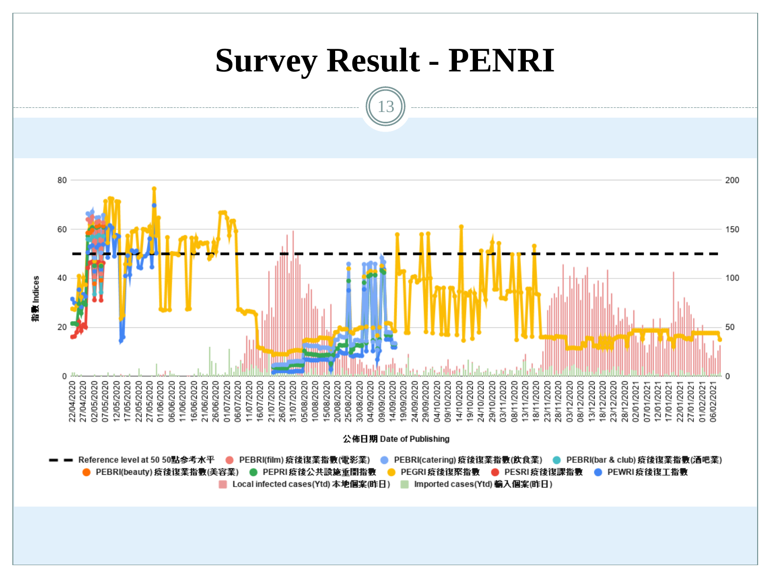# Survey Result - PENRI

指數 Indices

80
60
40
20
0

200
150
100
50
0

22/04/2020
27/04/2020
02/05/2020
07/05/2020
12/05/2020
17/05/2020
22/05/2020
27/05/2020
01/06/2020
06/06/2020
11/06/2020
16/06/2020
21/06/2020
26/06/2020
01/07/2020
06/07/2020
11/07/2020
16/07/2020
21/07/2020
26/07/2020
31/07/2020
05/08/2020
10/08/2020
15/08/2020
20/08/2020
25/08/2020
30/08/2020
04/09/2020
09/09/2020
14/09/2020
19/09/2020
24/09/2020
29/09/2020
04/10/2020
09/10/2020
14/10/2020
19/10/2020
24/10/2020
29/10/2020
03/11/2020
08/11/2020
13/11/2020
18/11/2020
23/11/2020
28/11/2020
03/12/2020
08/12/2020
13/12/2020
18/12/2020
23/12/2020
28/12/2020
02/01/2021
07/01/2021
12/01/2021
17/01/2021
22/01/2021
27/01/2021
01/02/2021
06/02/2021

公佈日期 Date of Publishing

Reference level at 50 50點參考水平
PEBRI(film) 疫後復業指數(電影業)
PEBRI(catering) 疫後復業指數(飲食業)
PEBRI(bar & club) 疫後復業指數(酒吧業)
PEBRI(beauty) 疫後復業指數(美容業)
PEPRI 疫後公共設施重開指數
PEGRI 疫後復聚指數
PESRI 疫後復課指數
PEWRI 疫後復工指數
Local infected cases(Ytd) 本地個案(昨日)
Imported cases(Ytd) 輸入個案(昨日)